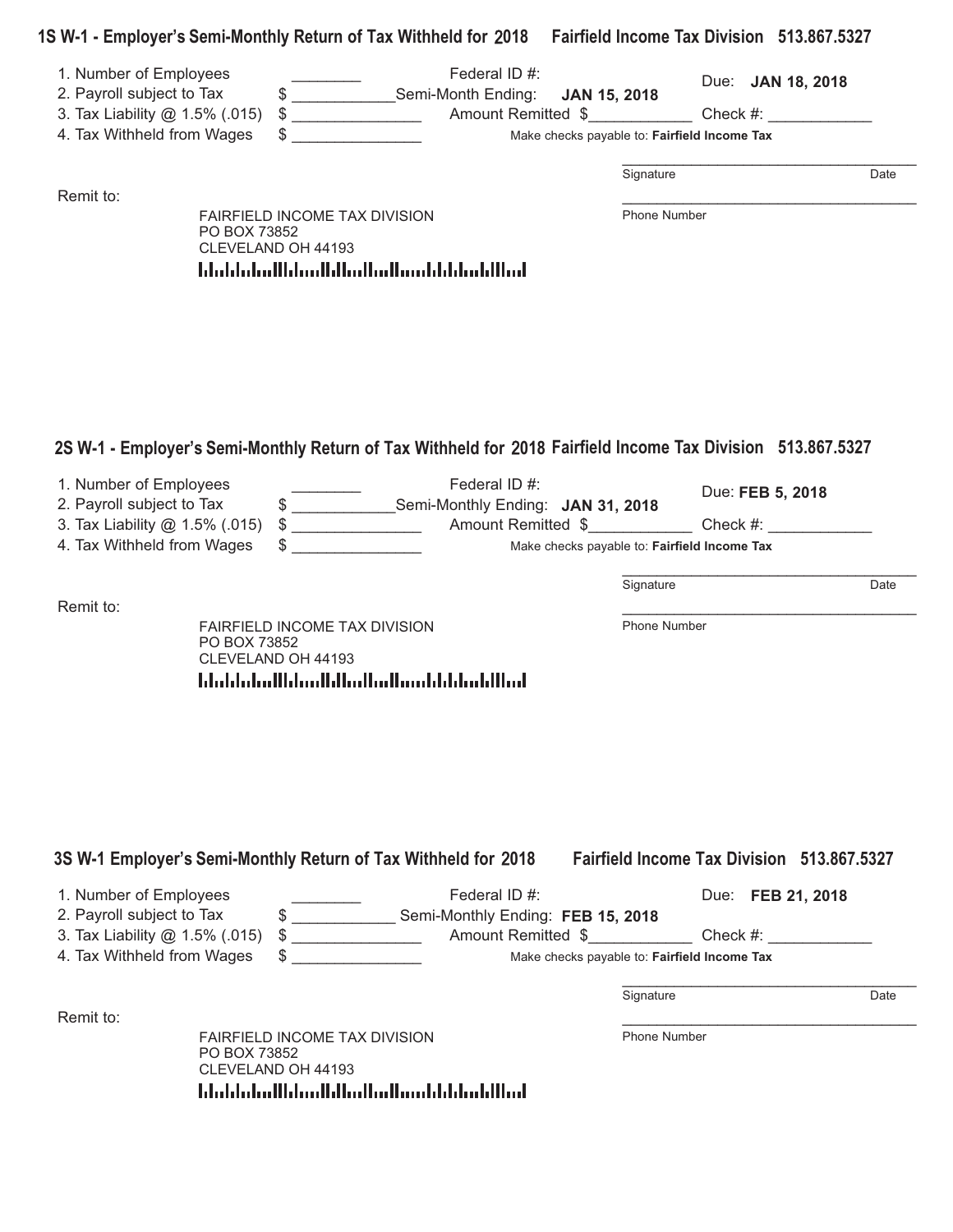## 1S W-1 - Employer's Semi-Monthly Return of Tax Withheld for 2018 Fairfield Income Tax Division 513.867.5327

1. Number of Employees ________
2. Payroll subject to Tax $ ____________

Federal ID #:

Semi-Month Ending: **JAN 15, 2018**

Due: **JAN 18, 2018**

3. Tax Liability @ 1.5% (.015) $ _______________
4. Tax Withheld from Wages $ _______________

Amount Remitted $____________ Check #: ____________

Make checks payable to: **Fairfield Income Tax**

____________________________________
Signature Date

____________________________________
Phone Number

Remit to:

FAIRFIELD INCOME TAX DIVISION
PO BOX 73852
CLEVELAND OH 44193

## 2S W-1 - Employer's Semi-Monthly Return of Tax Withheld for 2018 Fairfield Income Tax Division 513.867.5327

1. Number of Employees ________
2. Payroll subject to Tax $ ____________

Federal ID #:

Semi-Monthly Ending: **JAN 31, 2018**

Due: **FEB 5, 2018**

3. Tax Liability @ 1.5% (.015) $ _______________
4. Tax Withheld from Wages $ _______________

Amount Remitted $____________ Check #: ____________

Make checks payable to: **Fairfield Income Tax**

____________________________________
Signature Date

____________________________________
Phone Number

Remit to:

FAIRFIELD INCOME TAX DIVISION
PO BOX 73852
CLEVELAND OH 44193

## 3S W-1 Employer's Semi-Monthly Return of Tax Withheld for 2018 Fairfield Income Tax Division 513.867.5327

1. Number of Employees ________
2. Payroll subject to Tax $ ____________

Federal ID #:

Semi-Monthly Ending: **FEB 15, 2018**

Due: **FEB 21, 2018**

3. Tax Liability @ 1.5% (.015) $ _______________
4. Tax Withheld from Wages $ _______________

Amount Remitted $____________ Check #: ____________

Make checks payable to: **Fairfield Income Tax**

____________________________________
Signature Date

____________________________________
Phone Number

Remit to:

FAIRFIELD INCOME TAX DIVISION
PO BOX 73852
CLEVELAND OH 44193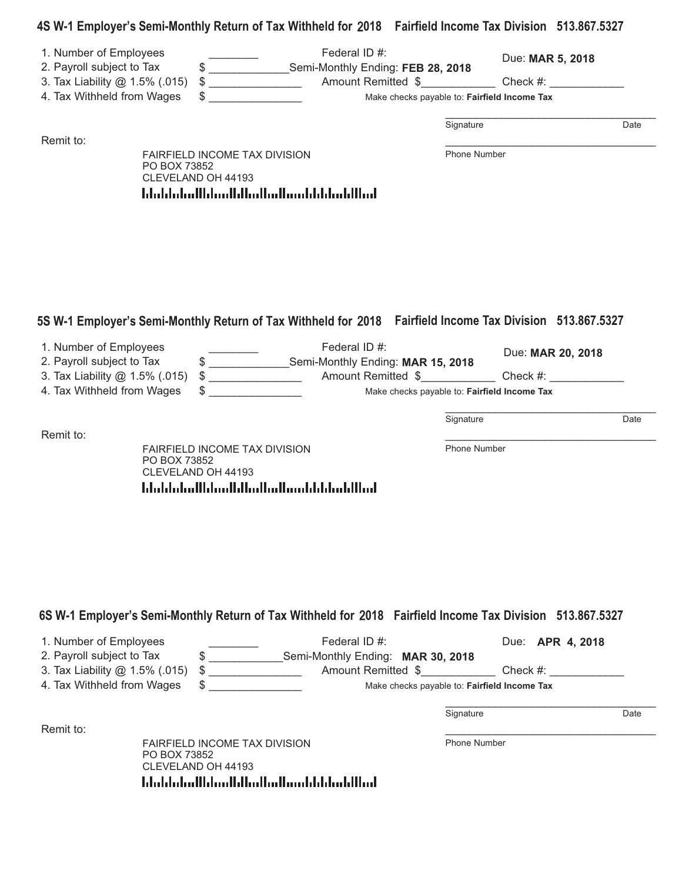## 4S W-1 Employer's Semi-Monthly Return of Tax Withheld for 2018 Fairfield Income Tax Division 513.867.5327

1. Number of Employees ________
2. Payroll subject to Tax $ ____________
3. Tax Liability @ 1.5% (.015) $ ______________
4. Tax Withheld from Wages $ ______________

Federal ID #:

Semi-Monthly Ending: **FEB 28, 2018**

Due: **MAR 5, 2018**

Amount Remitted $___________ Check #: ___________

Make checks payable to: **Fairfield Income Tax**

___________________________________

Signature Date

___________________________________

Phone Number

Remit to:

FAIRFIELD INCOME TAX DIVISION
PO BOX 73852
CLEVELAND OH 44193

## 5S W-1 Employer's Semi-Monthly Return of Tax Withheld for 2018 Fairfield Income Tax Division 513.867.5327

1. Number of Employees ________
2. Payroll subject to Tax $ ____________
3. Tax Liability @ 1.5% (.015) $ ______________
4. Tax Withheld from Wages $ ______________

Federal ID #:

Semi-Monthly Ending: **MAR 15, 2018**

Due: **MAR 20, 2018**

Amount Remitted $___________ Check #: ___________

Make checks payable to: **Fairfield Income Tax**

___________________________________

Signature Date

___________________________________

Phone Number

Remit to:

FAIRFIELD INCOME TAX DIVISION
PO BOX 73852
CLEVELAND OH 44193

## 6S W-1 Employer's Semi-Monthly Return of Tax Withheld for 2018 Fairfield Income Tax Division 513.867.5327

1. Number of Employees ________
2. Payroll subject to Tax $ ____________
3. Tax Liability @ 1.5% (.015) $ ______________
4. Tax Withheld from Wages $ ______________

Federal ID #:

Semi-Monthly Ending: **MAR 30, 2018**

Due: **APR 4, 2018**

Amount Remitted $___________ Check #: ___________

Make checks payable to: **Fairfield Income Tax**

___________________________________

Signature Date

___________________________________

Phone Number

Remit to:

FAIRFIELD INCOME TAX DIVISION
PO BOX 73852
CLEVELAND OH 44193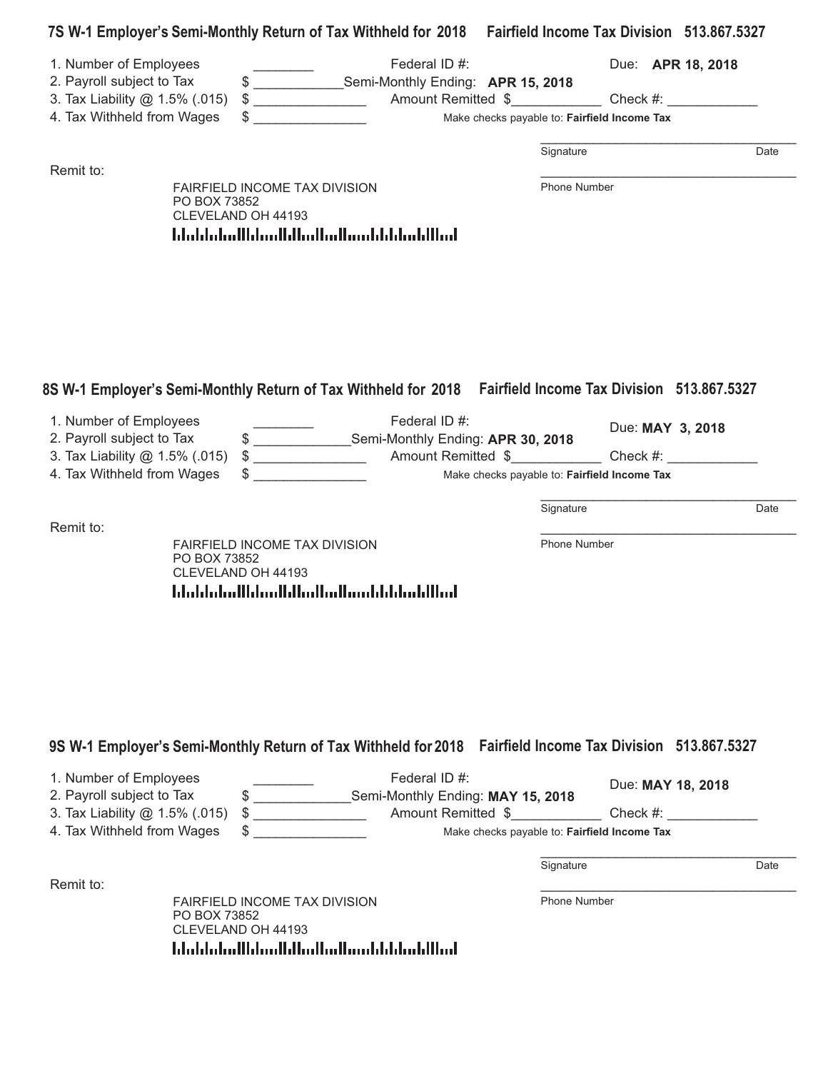## 7S W-1 Employer's Semi-Monthly Return of Tax Withheld for 2018 Fairfield Income Tax Division 513.867.5327

1. Number of Employees ________ Federal ID #: Due: **APR 18, 2018**
2. Payroll subject to Tax $ ____________ Semi-Monthly Ending: **APR 15, 2018**
3. Tax Liability @ 1.5% (.015) $ ______________ Amount Remitted $___________ Check #: ___________
4. Tax Withheld from Wages $ ______________ Make checks payable to: **Fairfield Income Tax**

__________________________________
Signature Date

Remit to:

__________________________________
Phone Number

FAIRFIELD INCOME TAX DIVISION
PO BOX 73852
CLEVELAND OH 44193

## 8S W-1 Employer's Semi-Monthly Return of Tax Withheld for 2018 Fairfield Income Tax Division 513.867.5327

1. Number of Employees ________ Federal ID #: Due: **MAY 3, 2018**
2. Payroll subject to Tax $ ____________ Semi-Monthly Ending: **APR 30, 2018**
3. Tax Liability @ 1.5% (.015) $ ______________ Amount Remitted $___________ Check #: ___________
4. Tax Withheld from Wages $ ______________ Make checks payable to: **Fairfield Income Tax**

__________________________________
Signature Date

Remit to:

__________________________________
Phone Number

FAIRFIELD INCOME TAX DIVISION
PO BOX 73852
CLEVELAND OH 44193

## 9S W-1 Employer's Semi-Monthly Return of Tax Withheld for 2018 Fairfield Income Tax Division 513.867.5327

1. Number of Employees ________ Federal ID #: Due: **MAY 18, 2018**
2. Payroll subject to Tax $ ____________ Semi-Monthly Ending: **MAY 15, 2018**
3. Tax Liability @ 1.5% (.015) $ ______________ Amount Remitted $___________ Check #: ___________
4. Tax Withheld from Wages $ ______________ Make checks payable to: **Fairfield Income Tax**

__________________________________
Signature Date

Remit to:

__________________________________
Phone Number

FAIRFIELD INCOME TAX DIVISION
PO BOX 73852
CLEVELAND OH 44193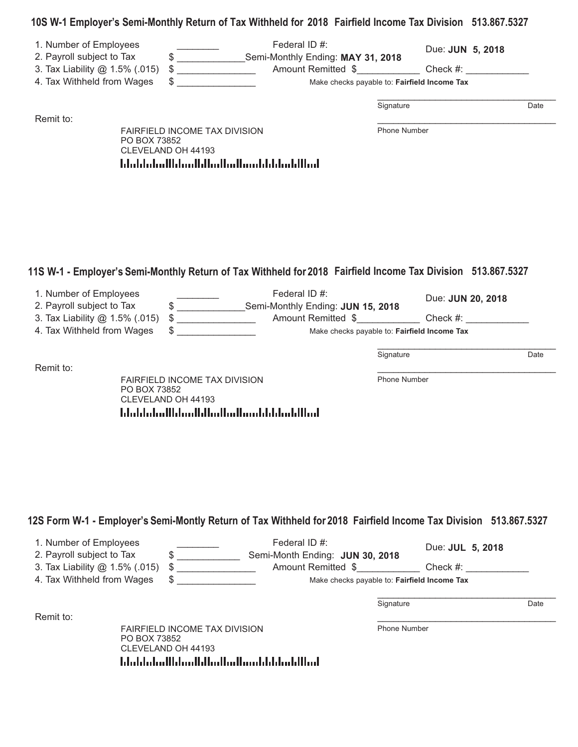## 10S W-1 Employer's Semi-Monthly Return of Tax Withheld for 2018 Fairfield Income Tax Division 513.867.5327

1. Number of Employees ________
2. Payroll subject to Tax $ ____________
3. Tax Liability @ 1.5% (.015) $ ______________
4. Tax Withheld from Wages $ ______________

Federal ID #:

Semi-Monthly Ending: **MAY 31, 2018**

Due: **JUN 5, 2018**

Amount Remitted $___________ Check #: ___________

Make checks payable to: **Fairfield Income Tax**

___________________________________
Signature Date

___________________________________
Phone Number

Remit to:

FAIRFIELD INCOME TAX DIVISION
PO BOX 73852
CLEVELAND OH 44193

## 11S W-1 - Employer's Semi-Monthly Return of Tax Withheld for 2018 Fairfield Income Tax Division 513.867.5327

1. Number of Employees ________
2. Payroll subject to Tax $ ____________
3. Tax Liability @ 1.5% (.015) $ ______________
4. Tax Withheld from Wages $ ______________

Federal ID #:

Semi-Monthly Ending: **JUN 15, 2018**

Due: **JUN 20, 2018**

Amount Remitted $___________ Check #: ___________

Make checks payable to: **Fairfield Income Tax**

___________________________________
Signature Date

___________________________________
Phone Number

Remit to:

FAIRFIELD INCOME TAX DIVISION
PO BOX 73852
CLEVELAND OH 44193

## 12S Form W-1 - Employer's Semi-Montly Return of Tax Withheld for 2018 Fairfield Income Tax Division 513.867.5327

1. Number of Employees ________
2. Payroll subject to Tax $ ____________
3. Tax Liability @ 1.5% (.015) $ ______________
4. Tax Withheld from Wages $ ______________

Federal ID #:

Semi-Month Ending: **JUN 30, 2018**

Due: **JUL 5, 2018**

Amount Remitted $___________ Check #: ___________

Make checks payable to: **Fairfield Income Tax**

___________________________________
Signature Date

___________________________________
Phone Number

Remit to:

FAIRFIELD INCOME TAX DIVISION
PO BOX 73852
CLEVELAND OH 44193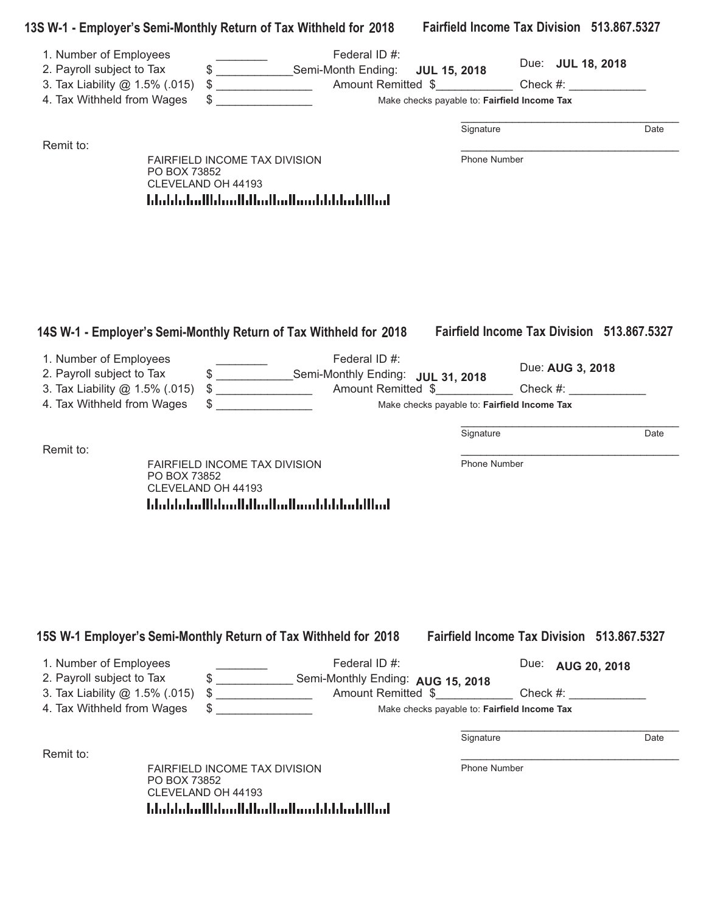## 13S W-1 - Employer's Semi-Monthly Return of Tax Withheld for 2018

**Fairfield Income Tax Division 513.867.5327**

1. Number of Employees ________
2. Payroll subject to Tax $ ____________
3. Tax Liability @ 1.5% (.015) $ _______________
4. Tax Withheld from Wages $ _______________

Federal ID #:
Semi-Month Ending: **JUL 15, 2018**
Amount Remitted $____________

Due: **JUL 18, 2018**
Check #: ____________

Make checks payable to: **Fairfield Income Tax**

_____________________________________
Signature Date

_____________________________________
Phone Number

Remit to:

FAIRFIELD INCOME TAX DIVISION
PO BOX 73852
CLEVELAND OH 44193

## 14S W-1 - Employer's Semi-Monthly Return of Tax Withheld for 2018

**Fairfield Income Tax Division 513.867.5327**

1. Number of Employees ________
2. Payroll subject to Tax $ ____________
3. Tax Liability @ 1.5% (.015) $ _______________
4. Tax Withheld from Wages $ _______________

Federal ID #:
Semi-Monthly Ending: **JUL 31, 2018**
Amount Remitted $____________

Due: **AUG 3, 2018**
Check #: ____________

Make checks payable to: **Fairfield Income Tax**

_____________________________________
Signature Date

_____________________________________
Phone Number

Remit to:

FAIRFIELD INCOME TAX DIVISION
PO BOX 73852
CLEVELAND OH 44193

## 15S W-1 Employer's Semi-Monthly Return of Tax Withheld for 2018

**Fairfield Income Tax Division 513.867.5327**

1. Number of Employees ________
2. Payroll subject to Tax $ ____________
3. Tax Liability @ 1.5% (.015) $ _______________
4. Tax Withheld from Wages $ _______________

Federal ID #:
Semi-Monthly Ending: **AUG 15, 2018**
Amount Remitted $____________

Due: **AUG 20, 2018**
Check #: ____________

Make checks payable to: **Fairfield Income Tax**

_____________________________________
Signature Date

_____________________________________
Phone Number

Remit to:

FAIRFIELD INCOME TAX DIVISION
PO BOX 73852
CLEVELAND OH 44193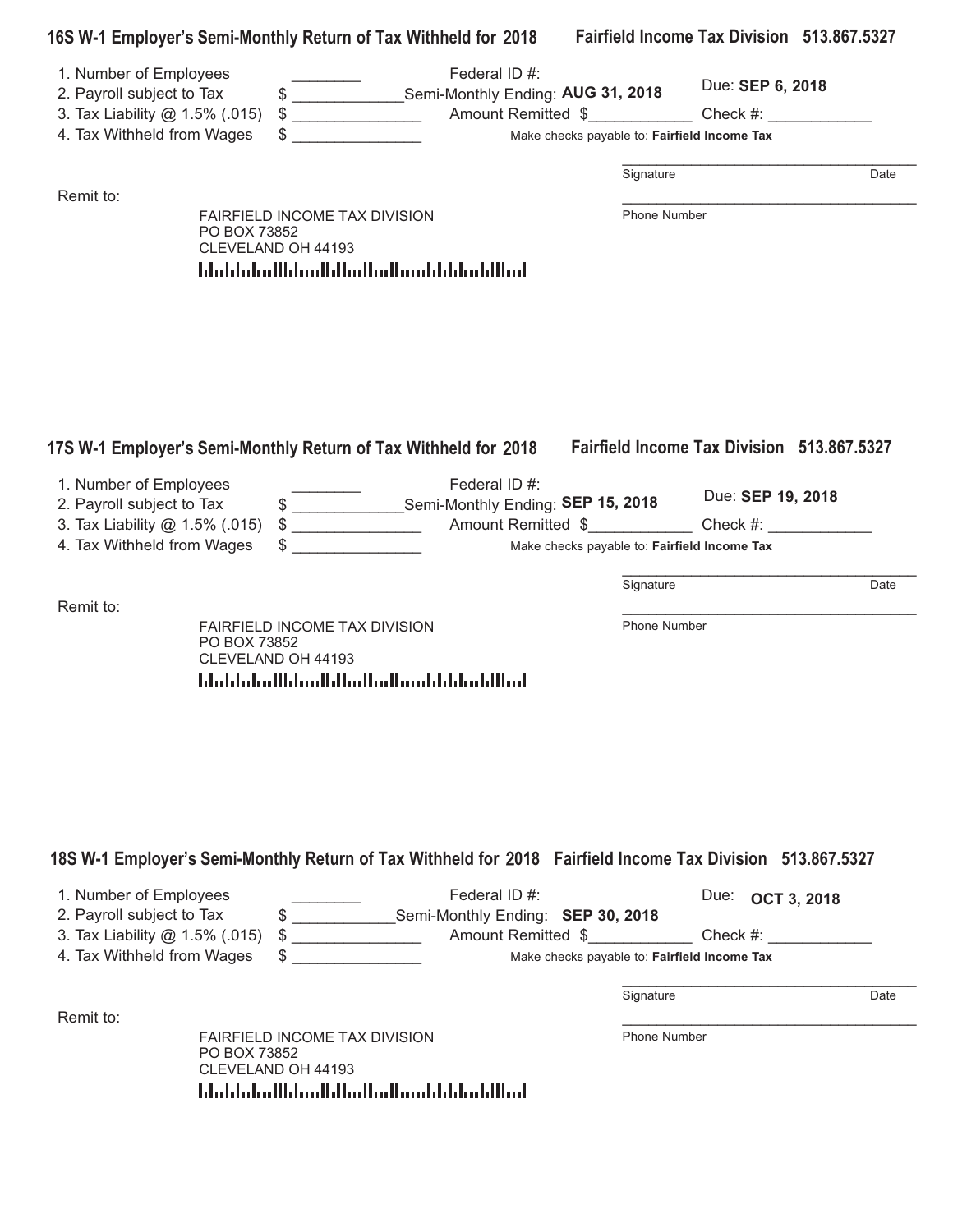## 16S W-1 Employer's Semi-Monthly Return of Tax Withheld for 2018 Fairfield Income Tax Division 513.867.5327

1. Number of Employees ________
2. Payroll subject to Tax $ ____________
3. Tax Liability @ 1.5% (.015) $ ______________
4. Tax Withheld from Wages $ ______________

Federal ID #:
Semi-Monthly Ending: **AUG 31, 2018**
Due: **SEP 6, 2018**
Amount Remitted $___________ Check #: ___________
Make checks payable to: **Fairfield Income Tax**

Signature _______________________ Date

Phone Number _______________________

Remit to:

FAIRFIELD INCOME TAX DIVISION
PO BOX 73852
CLEVELAND OH 44193

## 17S W-1 Employer's Semi-Monthly Return of Tax Withheld for 2018 Fairfield Income Tax Division 513.867.5327

1. Number of Employees ________
2. Payroll subject to Tax $ ____________
3. Tax Liability @ 1.5% (.015) $ ______________
4. Tax Withheld from Wages $ ______________

Federal ID #:
Semi-Monthly Ending: **SEP 15, 2018**
Due: **SEP 19, 2018**
Amount Remitted $___________ Check #: ___________
Make checks payable to: **Fairfield Income Tax**

Signature _______________________ Date

Phone Number _______________________

Remit to:

FAIRFIELD INCOME TAX DIVISION
PO BOX 73852
CLEVELAND OH 44193

## 18S W-1 Employer's Semi-Monthly Return of Tax Withheld for 2018 Fairfield Income Tax Division 513.867.5327

1. Number of Employees ________
2. Payroll subject to Tax $ ____________
3. Tax Liability @ 1.5% (.015) $ ______________
4. Tax Withheld from Wages $ ______________

Federal ID #:
Due: **OCT 3, 2018**
Semi-Monthly Ending: **SEP 30, 2018**
Amount Remitted $___________ Check #: ___________
Make checks payable to: **Fairfield Income Tax**

Signature _______________________ Date

Phone Number _______________________

Remit to:

FAIRFIELD INCOME TAX DIVISION
PO BOX 73852
CLEVELAND OH 44193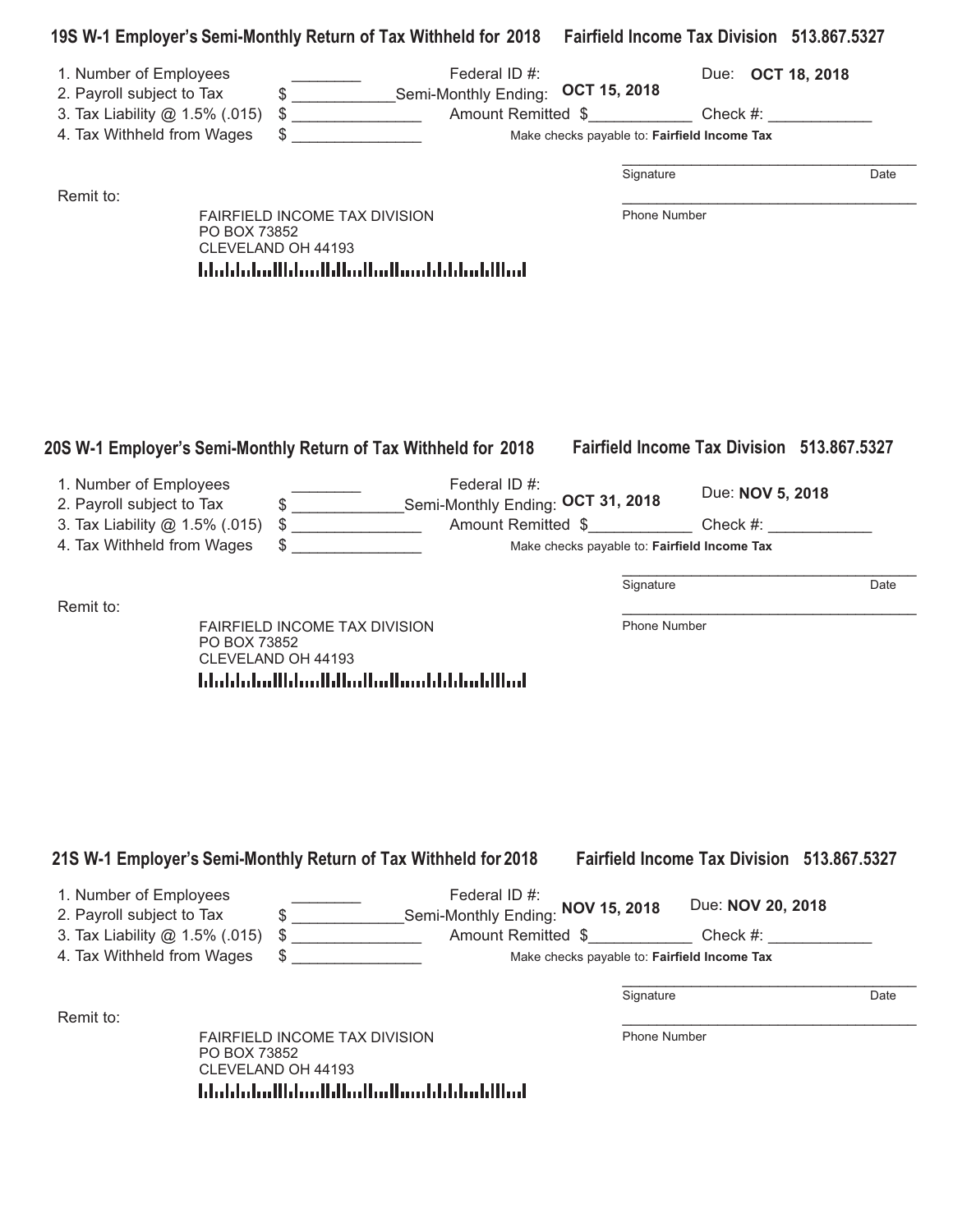## 19S W-1 Employer's Semi-Monthly Return of Tax Withheld for 2018 Fairfield Income Tax Division 513.867.5327

1. Number of Employees ________
2. Payroll subject to Tax $ ____________
3. Tax Liability @ 1.5% (.015) $ ______________
4. Tax Withheld from Wages $ ______________

Federal ID #:

Semi-Monthly Ending: **OCT 15, 2018**

Due: **OCT 18, 2018**

Amount Remitted $___________ Check #: ___________

Make checks payable to: **Fairfield Income Tax**

___________________________________

Signature Date

___________________________________

Phone Number

Remit to:

FAIRFIELD INCOME TAX DIVISION
PO BOX 73852
CLEVELAND OH 44193

## 20S W-1 Employer's Semi-Monthly Return of Tax Withheld for 2018 Fairfield Income Tax Division 513.867.5327

1. Number of Employees ________
2. Payroll subject to Tax $ ____________
3. Tax Liability @ 1.5% (.015) $ ______________
4. Tax Withheld from Wages $ ______________

Federal ID #:

Semi-Monthly Ending: **OCT 31, 2018**

Due: **NOV 5, 2018**

Amount Remitted $___________ Check #: ___________

Make checks payable to: **Fairfield Income Tax**

___________________________________

Signature Date

___________________________________

Phone Number

Remit to:

FAIRFIELD INCOME TAX DIVISION
PO BOX 73852
CLEVELAND OH 44193

## 21S W-1 Employer's Semi-Monthly Return of Tax Withheld for 2018 Fairfield Income Tax Division 513.867.5327

1. Number of Employees ________
2. Payroll subject to Tax $ ____________
3. Tax Liability @ 1.5% (.015) $ ______________
4. Tax Withheld from Wages $ ______________

Federal ID #:

Semi-Monthly Ending: **NOV 15, 2018**

Due: **NOV 20, 2018**

Amount Remitted $___________ Check #: ___________

Make checks payable to: **Fairfield Income Tax**

___________________________________

Signature Date

___________________________________

Phone Number

Remit to:

FAIRFIELD INCOME TAX DIVISION
PO BOX 73852
CLEVELAND OH 44193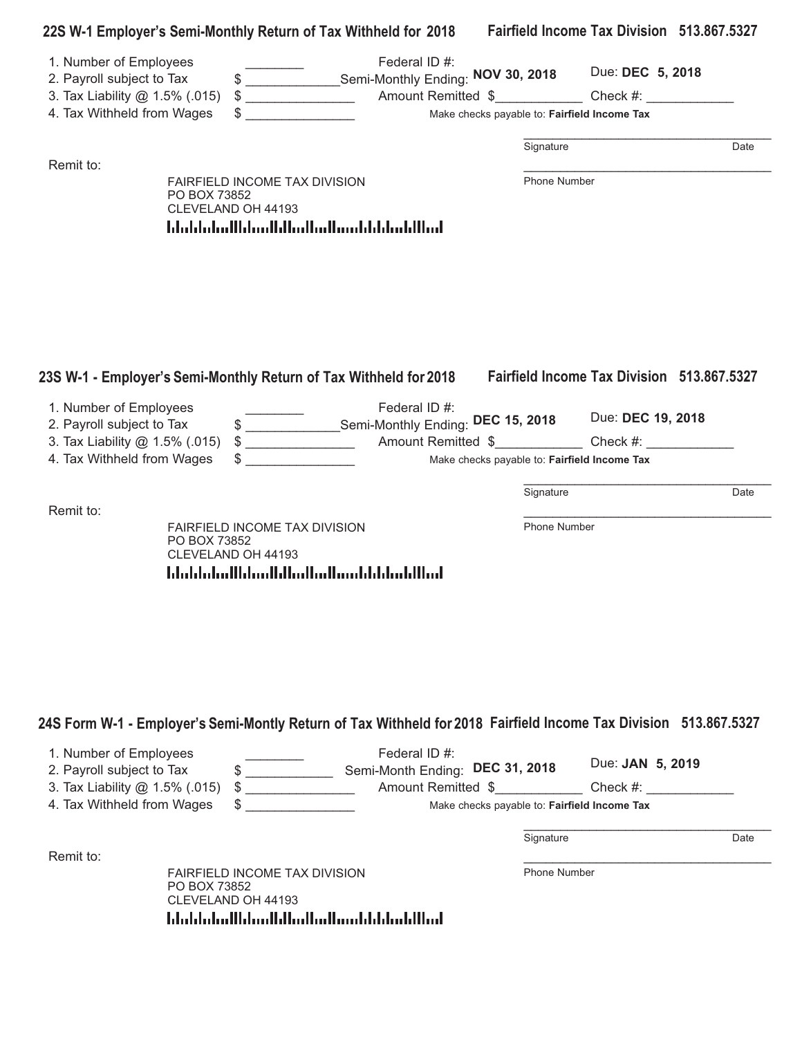## 22S W-1 Employer's Semi-Monthly Return of Tax Withheld for 2018

**Fairfield Income Tax Division 513.867.5327**

1. Number of Employees ________
2. Payroll subject to Tax $ ____________
3. Tax Liability @ 1.5% (.015) $ ______________
4. Tax Withheld from Wages $ ______________

Federal ID #:
Semi-Monthly Ending: **NOV 30, 2018**
Due: **DEC 5, 2018**
Amount Remitted $___________ Check #: ___________

Make checks payable to: **Fairfield Income Tax**

___________________________________
Signature Date

___________________________________
Phone Number

Remit to:

FAIRFIELD INCOME TAX DIVISION
PO BOX 73852
CLEVELAND OH 44193

## 23S W-1 - Employer's Semi-Monthly Return of Tax Withheld for 2018

**Fairfield Income Tax Division 513.867.5327**

1. Number of Employees ________
2. Payroll subject to Tax $ ____________
3. Tax Liability @ 1.5% (.015) $ ______________
4. Tax Withheld from Wages $ ______________

Federal ID #:
Semi-Monthly Ending: **DEC 15, 2018**
Due: **DEC 19, 2018**
Amount Remitted $___________ Check #: ___________

Make checks payable to: **Fairfield Income Tax**

___________________________________
Signature Date

___________________________________
Phone Number

Remit to:

FAIRFIELD INCOME TAX DIVISION
PO BOX 73852
CLEVELAND OH 44193

## 24S Form W-1 - Employer's Semi-Montly Return of Tax Withheld for 2018

**Fairfield Income Tax Division 513.867.5327**

1. Number of Employees ________
2. Payroll subject to Tax $ ____________
3. Tax Liability @ 1.5% (.015) $ ______________
4. Tax Withheld from Wages $ ______________

Federal ID #:
Semi-Month Ending: **DEC 31, 2018**
Due: **JAN 5, 2019**
Amount Remitted $___________ Check #: ___________

Make checks payable to: **Fairfield Income Tax**

___________________________________
Signature Date

___________________________________
Phone Number

Remit to:

FAIRFIELD INCOME TAX DIVISION
PO BOX 73852
CLEVELAND OH 44193